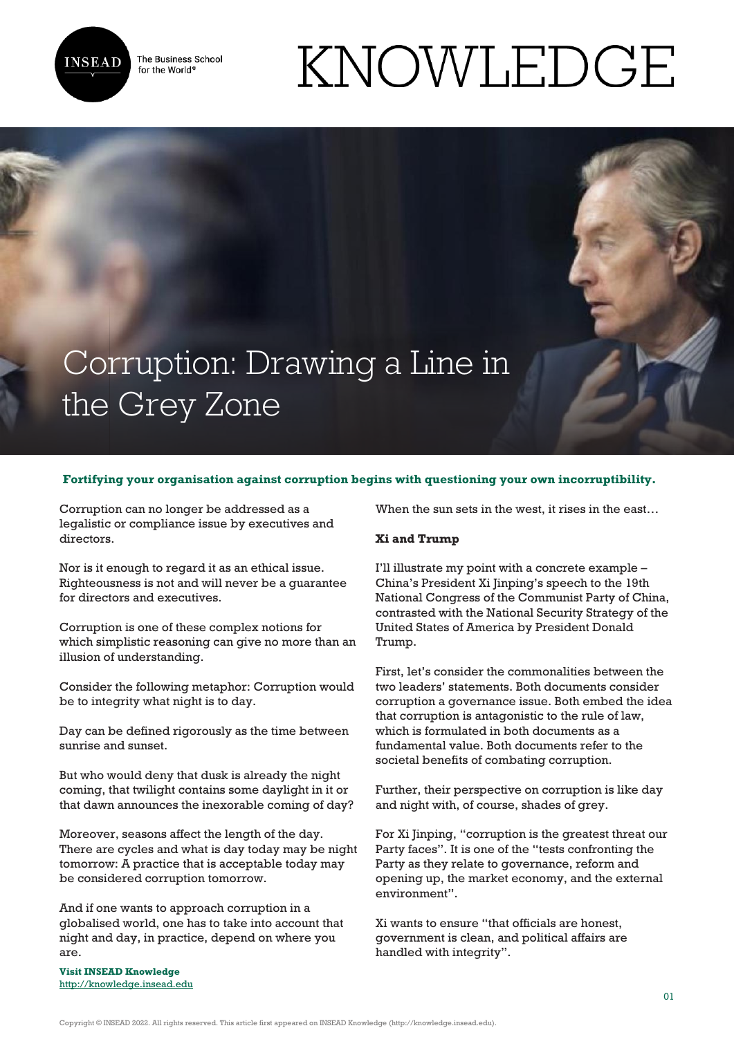# Corruption: Drawing a Line in the Grey Zone

**Fortifying your organisation against corruption begins with questioning your own incorruptibility.**

Corruption can no longer be addressed as a legalistic or compliance issue by executives and directors.

Nor is it enough to regard it as an ethical issue. Righteousness is not and will never be a guarantee for directors and executives.

Corruption is one of these complex notions for which simplistic reasoning can give no more than an illusion of understanding.

Consider the following metaphor: Corruption would be to integrity what night is to day.

Day can be defined rigorously as the time between sunrise and sunset.

But who would deny that dusk is already the night coming, that twilight contains some daylight in it or that dawn announces the inexorable coming of day?

Moreover, seasons affect the length of the day. There are cycles and what is day today may be night tomorrow: A practice that is acceptable today may be considered corruption tomorrow.

And if one wants to approach corruption in a globalised world, one has to take into account that night and day, in practice, depend on where you are.

When the sun sets in the west, it rises in the east…

## Xi and Trump

I'll illustrate my point with a concrete example – China's President Xi Jinping's speech to the 19th National Congress of the Communist Party of China, contrasted with the National Security Strategy of the United States of America by President Donald Trump.

First, let's consider the commonalities between the two leaders' statements. Both documents consider corruption a governance issue. Both embed the idea that corruption is antagonistic to the rule of law, which is formulated in both documents as a fundamental value. Both documents refer to the societal benefits of combating corruption.

Further, their perspective on corruption is like day and night with, of course, shades of grey.

For Xi Jinping, "corruption is the greatest threat our Party faces". It is one of the "tests confronting the Party as they relate to governance, reform and opening up, the market economy, and the external environment".

Xi wants to ensure "that officials are honest, government is clean, and political affairs are handled with integrity".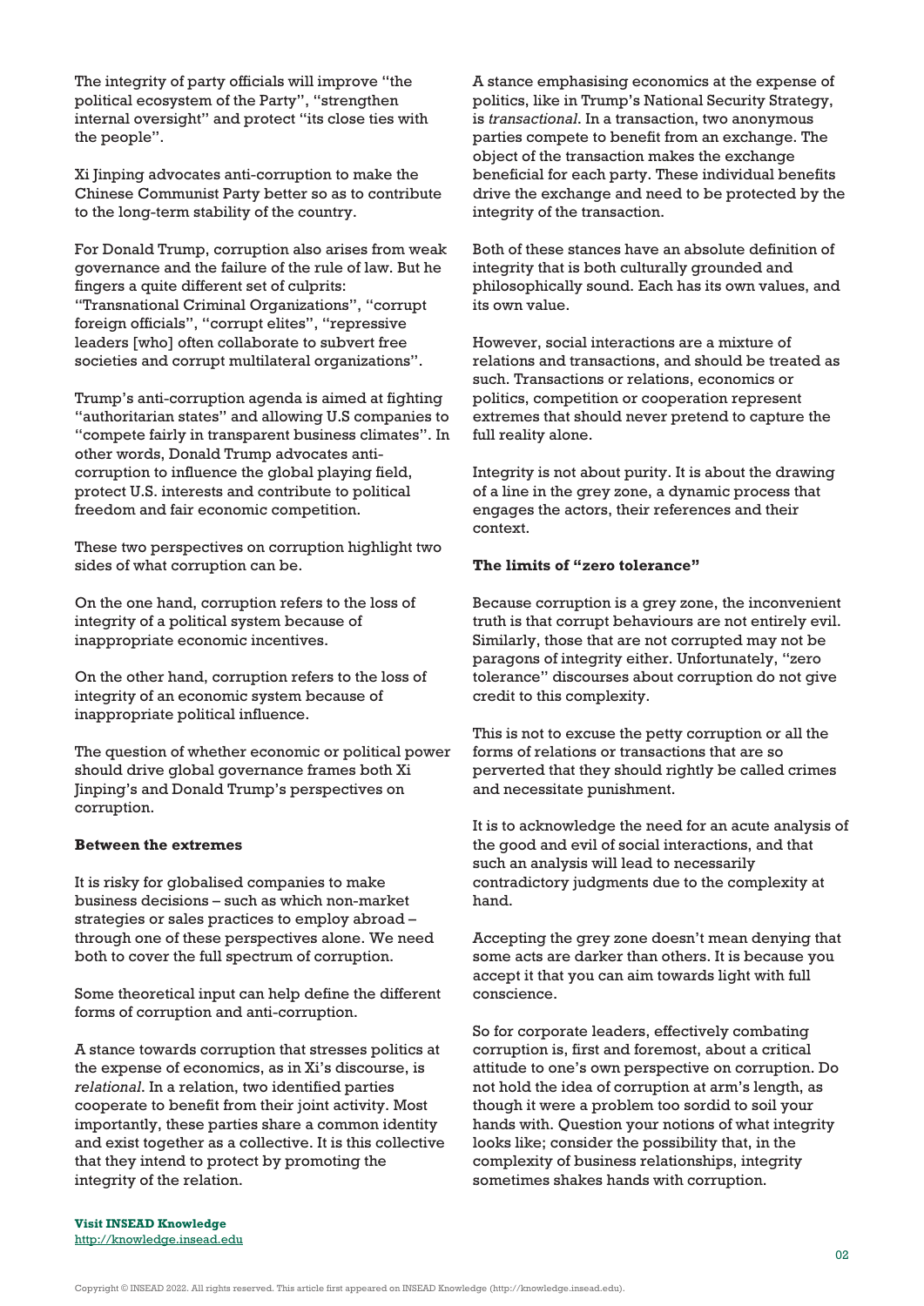The integrity of party officials will improve "the political ecosystem of the Party", "strengthen internal oversight" and protect "its close ties with the people".

Xi Jinping advocates anti-corruption to make the Chinese Communist Party better so as to contribute to the long-term stability of the country.

For Donald Trump, corruption also arises from weak governance and the failure of the rule of law. But he fingers a quite different set of culprits: "Transnational Criminal Organizations", "corrupt foreign officials", "corrupt elites", "repressive leaders [who] often collaborate to subvert free societies and corrupt multilateral organizations".

Trump's anti-corruption agenda is aimed at fighting "authoritarian states" and allowing U.S companies to "compete fairly in transparent business climates". In other words, Donald Trump advocates anti-corruption to influence the global playing field, protect U.S. interests and contribute to political freedom and fair economic competition.

These two perspectives on corruption highlight two sides of what corruption can be.

On the one hand, corruption refers to the loss of integrity of a political system because of inappropriate economic incentives.

On the other hand, corruption refers to the loss of integrity of an economic system because of inappropriate political influence.

The question of whether economic or political power should drive global governance frames both Xi Jinping's and Donald Trump's perspectives on corruption.

**Between the extremes**

It is risky for globalised companies to make business decisions – such as which non-market strategies or sales practices to employ abroad – through one of these perspectives alone. We need both to cover the full spectrum of corruption.

Some theoretical input can help define the different forms of corruption and anti-corruption.

A stance towards corruption that stresses politics at the expense of economics, as in Xi's discourse, is *relational*. In a relation, two identified parties cooperate to benefit from their joint activity. Most importantly, these parties share a common identity and exist together as a collective. It is this collective that they intend to protect by promoting the integrity of the relation.

A stance emphasising economics at the expense of politics, like in Trump's National Security Strategy, is *transactional*. In a transaction, two anonymous parties compete to benefit from an exchange. The object of the transaction makes the exchange beneficial for each party. These individual benefits drive the exchange and need to be protected by the integrity of the transaction.

Both of these stances have an absolute definition of integrity that is both culturally grounded and philosophically sound. Each has its own values, and its own value.

However, social interactions are a mixture of relations and transactions, and should be treated as such. Transactions or relations, economics or politics, competition or cooperation represent extremes that should never pretend to capture the full reality alone.

Integrity is not about purity. It is about the drawing of a line in the grey zone, a dynamic process that engages the actors, their references and their context.

**The limits of "zero tolerance"**

Because corruption is a grey zone, the inconvenient truth is that corrupt behaviours are not entirely evil. Similarly, those that are not corrupted may not be paragons of integrity either. Unfortunately, "zero tolerance" discourses about corruption do not give credit to this complexity.

This is not to excuse the petty corruption or all the forms of relations or transactions that are so perverted that they should rightly be called crimes and necessitate punishment.

It is to acknowledge the need for an acute analysis of the good and evil of social interactions, and that such an analysis will lead to necessarily contradictory judgments due to the complexity at hand.

Accepting the grey zone doesn't mean denying that some acts are darker than others. It is because you accept it that you can aim towards light with full conscience.

So for corporate leaders, effectively combating corruption is, first and foremost, about a critical attitude to one's own perspective on corruption. Do not hold the idea of corruption at arm's length, as though it were a problem too sordid to soil your hands with. Question your notions of what integrity looks like; consider the possibility that, in the complexity of business relationships, integrity sometimes shakes hands with corruption.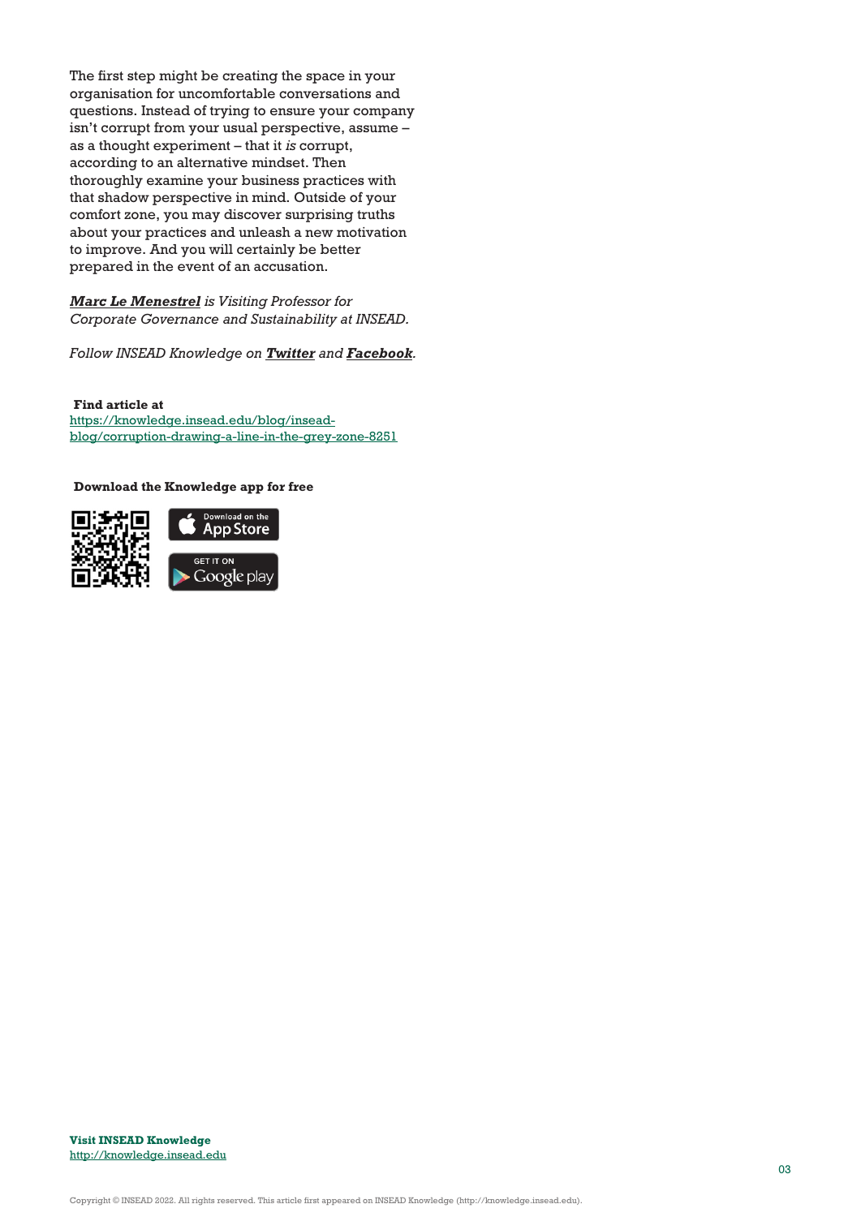The first step might be creating the space in your organisation for uncomfortable conversations and questions. Instead of trying to ensure your company isn't corrupt from your usual perspective, assume – as a thought experiment – that it *is* corrupt, according to an alternative mindset. Then thoroughly examine your business practices with that shadow perspective in mind. Outside of your comfort zone, you may discover surprising truths about your practices and unleash a new motivation to improve. And you will certainly be better prepared in the event of an accusation.

***Marc Le Menestrel*** *is Visiting Professor for Corporate Governance and Sustainability at INSEAD.*

*Follow INSEAD Knowledge on **Twitter** and **Facebook**.*

**Find article at**
https://knowledge.insead.edu/blog/insead-blog/corruption-drawing-a-line-in-the-grey-zone-8251

**Download the Knowledge app for free**

**Visit INSEAD Knowledge**
http://knowledge.insead.edu

Copyright © INSEAD 2022. All rights reserved. This article first appeared on INSEAD Knowledge (http://knowledge.insead.edu).